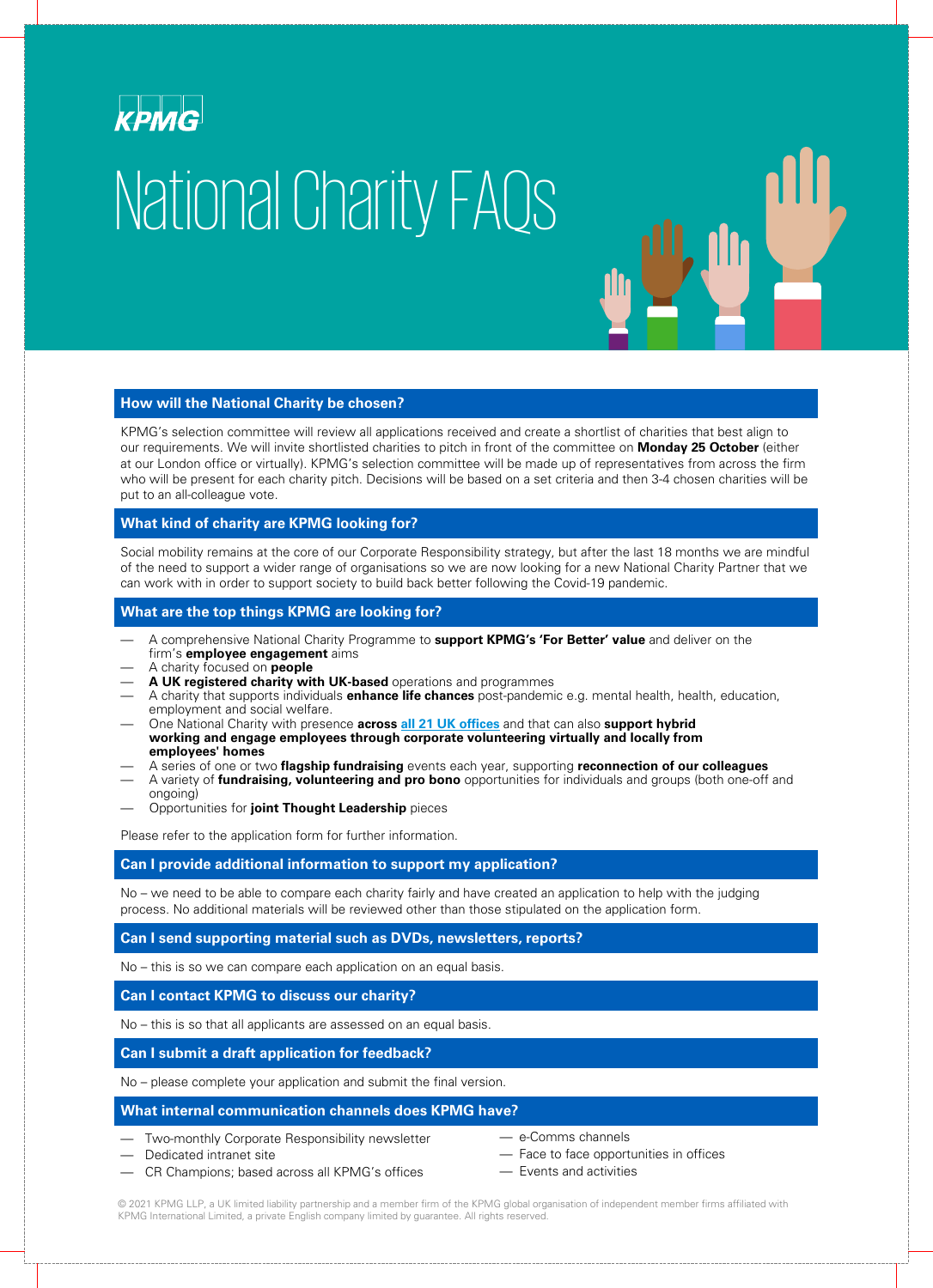KPMG

# National Charity FAQs

## How will the National Charity be chosen?

KPMG's selection committee will review all applications received and create a shortlist of charities that best align to our requirements. We will invite shortlisted charities to pitch in front of the committee on **Monday 25 October** (either at our London office or virtually). KPMG's selection committee will be made up of representatives from across the firm who will be present for each charity pitch. Decisions will be based on a set criteria and then 3-4 chosen charities will be put to an all-colleague vote.

## What kind of charity are KPMG looking for?

Social mobility remains at the core of our Corporate Responsibility strategy, but after the last 18 months we are mindful of the need to support a wider range of organisations so we are now looking for a new National Charity Partner that we can work with in order to support society to build back better following the Covid-19 pandemic.

## What are the top things KPMG are looking for?

- A comprehensive National Charity Programme to **support KPMG's 'For Better' value** and deliver on the firm's **employee engagement** aims
- A charity focused on **people**
- **A UK registered charity with UK-based** operations and programmes
- A charity that supports individuals **enhance life chances** post-pandemic e.g. mental health, health, education, employment and social welfare.
- One National Charity with presence **across all 21 UK offices** and that can also **support hybrid working and engage employees through corporate volunteering virtually and locally from employees' homes**
- A series of one or two **flagship fundraising** events each year, supporting **reconnection of our colleagues**
- A variety of **fundraising, volunteering and pro bono** opportunities for individuals and groups (both one-off and ongoing)
- Opportunities for **joint Thought Leadership** pieces

Please refer to the application form for further information.

## Can I provide additional information to support my application?

No – we need to be able to compare each charity fairly and have created an application to help with the judging process. No additional materials will be reviewed other than those stipulated on the application form.

## Can I send supporting material such as DVDs, newsletters, reports?

No – this is so we can compare each application on an equal basis.

## Can I contact KPMG to discuss our charity?

No – this is so that all applicants are assessed on an equal basis.

## Can I submit a draft application for feedback?

No – please complete your application and submit the final version.

## What internal communication channels does KPMG have?

- Two-monthly Corporate Responsibility newsletter
- Dedicated intranet site
- CR Champions; based across all KPMG's offices
- e-Comms channels
- Face to face opportunities in offices
- Events and activities

© 2021 KPMG LLP, a UK limited liability partnership and a member firm of the KPMG global organisation of independent member firms affiliated with KPMG International Limited, a private English company limited by guarantee. All rights reserved.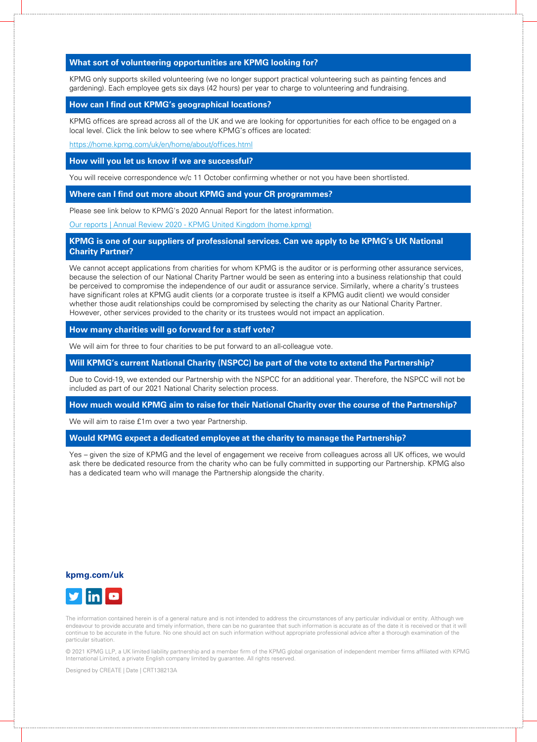### What sort of volunteering opportunities are KPMG looking for?

KPMG only supports skilled volunteering (we no longer support practical volunteering such as painting fences and gardening). Each employee gets six days (42 hours) per year to charge to volunteering and fundraising.

### How can I find out KPMG's geographical locations?

KPMG offices are spread across all of the UK and we are looking for opportunities for each office to be engaged on a local level. Click the link below to see where KPMG's offices are located:

https://home.kpmg.com/uk/en/home/about/offices.html

### How will you let us know if we are successful?

You will receive correspondence w/c 11 October confirming whether or not you have been shortlisted.

### Where can I find out more about KPMG and your CR programmes?

Please see link below to KPMG's 2020 Annual Report for the latest information.

Our reports | Annual Review 2020 - KPMG United Kingdom (home.kpmg)

### KPMG is one of our suppliers of professional services. Can we apply to be KPMG's UK National Charity Partner?

We cannot accept applications from charities for whom KPMG is the auditor or is performing other assurance services, because the selection of our National Charity Partner would be seen as entering into a business relationship that could be perceived to compromise the independence of our audit or assurance service. Similarly, where a charity's trustees have significant roles at KPMG audit clients (or a corporate trustee is itself a KPMG audit client) we would consider whether those audit relationships could be compromised by selecting the charity as our National Charity Partner. However, other services provided to the charity or its trustees would not impact an application.

### How many charities will go forward for a staff vote?

We will aim for three to four charities to be put forward to an all-colleague vote.

### Will KPMG's current National Charity (NSPCC) be part of the vote to extend the Partnership?

Due to Covid-19, we extended our Partnership with the NSPCC for an additional year. Therefore, the NSPCC will not be included as part of our 2021 National Charity selection process.

### How much would KPMG aim to raise for their National Charity over the course of the Partnership?

We will aim to raise £1m over a two year Partnership.

### Would KPMG expect a dedicated employee at the charity to manage the Partnership?

Yes – given the size of KPMG and the level of engagement we receive from colleagues across all UK offices, we would ask there be dedicated resource from the charity who can be fully committed in supporting our Partnership. KPMG also has a dedicated team who will manage the Partnership alongside the charity.

**kpmg.com/uk**

The information contained herein is of a general nature and is not intended to address the circumstances of any particular individual or entity. Although we endeavour to provide accurate and timely information, there can be no guarantee that such information is accurate as of the date it is received or that it will continue to be accurate in the future. No one should act on such information without appropriate professional advice after a thorough examination of the particular situation.

© 2021 KPMG LLP, a UK limited liability partnership and a member firm of the KPMG global organisation of independent member firms affiliated with KPMG International Limited, a private English company limited by guarantee. All rights reserved.

Designed by CREATE | Date | CRT138213A